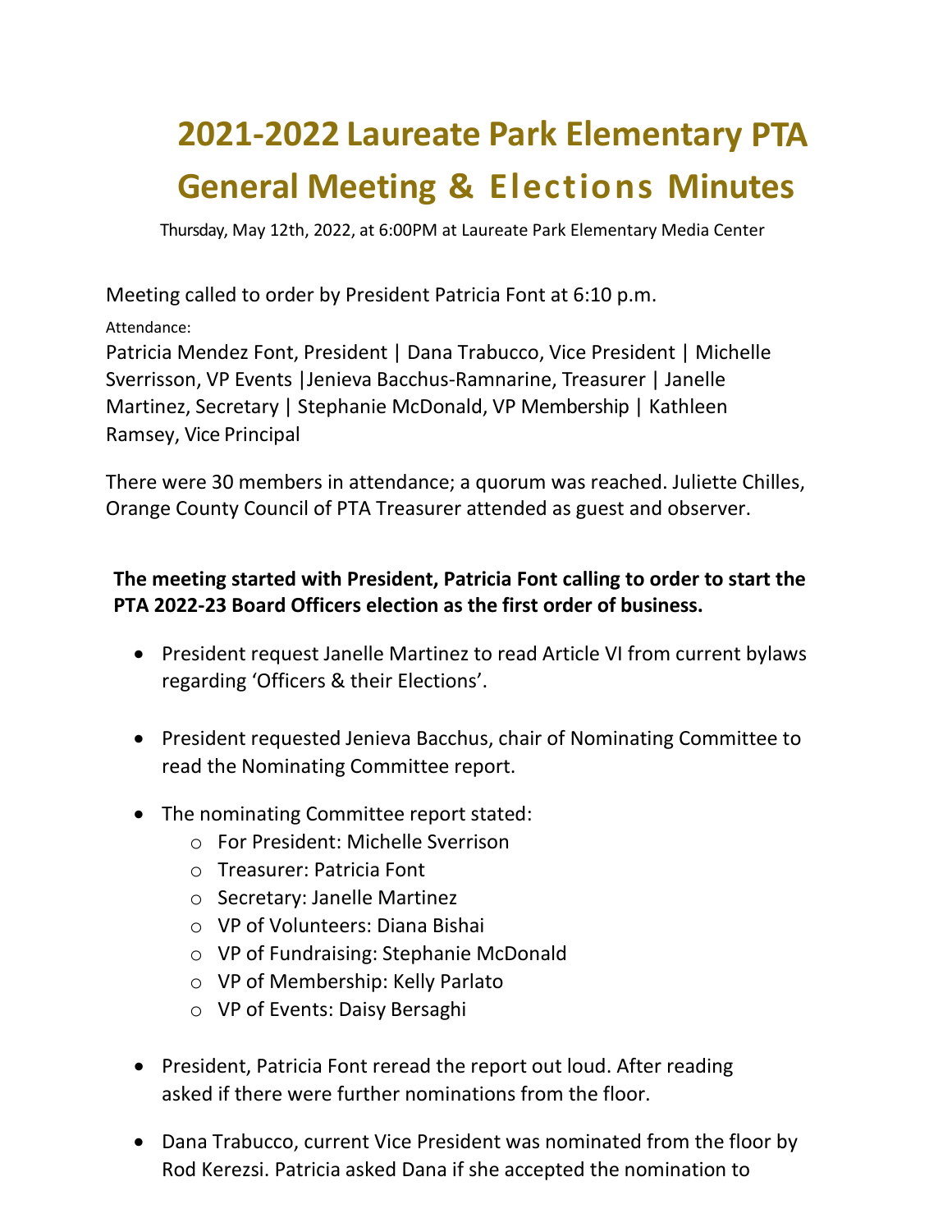# 2021-2022 Laureate Park Elementary PTA General Meeting & Elections Minutes

Thursday, May 12th, 2022, at 6:00PM at Laureate Park Elementary Media Center

Meeting called to order by President Patricia Font at 6:10 p.m.

Attendance:

Patricia Mendez Font, President | Dana Trabucco, Vice President | Michelle Sverrisson, VP Events |Jenieva Bacchus-Ramnarine, Treasurer | Janelle Martinez, Secretary | Stephanie McDonald, VP Membership | Kathleen Ramsey, Vice Principal

There were 30 members in attendance; a quorum was reached. Juliette Chilles, Orange County Council of PTA Treasurer attended as guest and observer.

**The meeting started with President, Patricia Font calling to order to start the PTA 2022-23 Board Officers election as the first order of business.**

- President request Janelle Martinez to read Article VI from current bylaws regarding 'Officers & their Elections'.
- President requested Jenieva Bacchus, chair of Nominating Committee to read the Nominating Committee report.
- The nominating Committee report stated:
  - For President: Michelle Sverrison
  - Treasurer: Patricia Font
  - Secretary: Janelle Martinez
  - VP of Volunteers: Diana Bishai
  - VP of Fundraising: Stephanie McDonald
  - VP of Membership: Kelly Parlato
  - VP of Events: Daisy Bersaghi
- President, Patricia Font reread the report out loud. After reading asked if there were further nominations from the floor.
- Dana Trabucco, current Vice President was nominated from the floor by Rod Kerezsi. Patricia asked Dana if she accepted the nomination to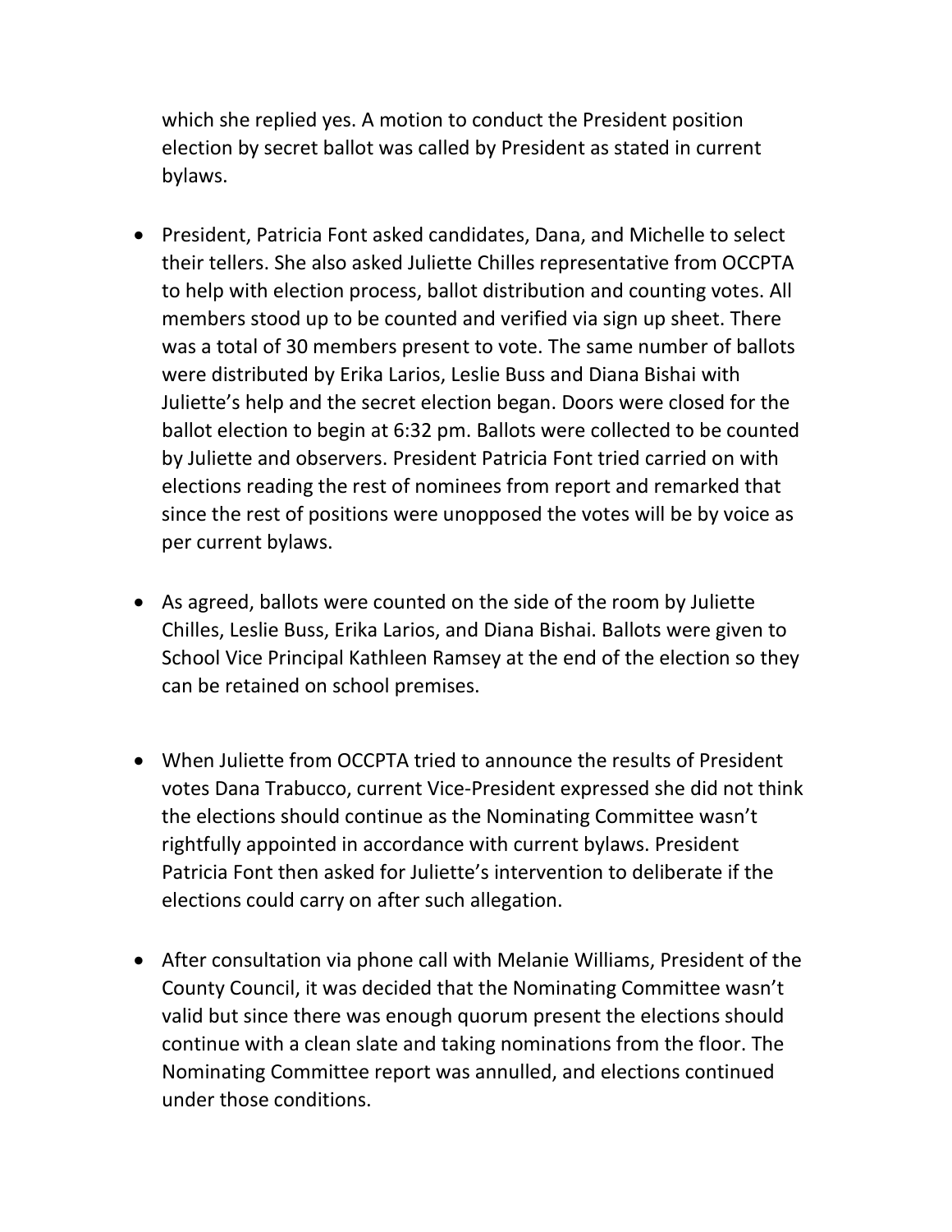which she replied yes. A motion to conduct the President position election by secret ballot was called by President as stated in current bylaws.

- President, Patricia Font asked candidates, Dana, and Michelle to select their tellers. She also asked Juliette Chilles representative from OCCPTA to help with election process, ballot distribution and counting votes. All members stood up to be counted and verified via sign up sheet. There was a total of 30 members present to vote. The same number of ballots were distributed by Erika Larios, Leslie Buss and Diana Bishai with Juliette's help and the secret election began. Doors were closed for the ballot election to begin at 6:32 pm. Ballots were collected to be counted by Juliette and observers. President Patricia Font tried carried on with elections reading the rest of nominees from report and remarked that since the rest of positions were unopposed the votes will be by voice as per current bylaws.

- As agreed, ballots were counted on the side of the room by Juliette Chilles, Leslie Buss, Erika Larios, and Diana Bishai. Ballots were given to School Vice Principal Kathleen Ramsey at the end of the election so they can be retained on school premises.

- When Juliette from OCCPTA tried to announce the results of President votes Dana Trabucco, current Vice-President expressed she did not think the elections should continue as the Nominating Committee wasn't rightfully appointed in accordance with current bylaws. President Patricia Font then asked for Juliette's intervention to deliberate if the elections could carry on after such allegation.

- After consultation via phone call with Melanie Williams, President of the County Council, it was decided that the Nominating Committee wasn't valid but since there was enough quorum present the elections should continue with a clean slate and taking nominations from the floor. The Nominating Committee report was annulled, and elections continued under those conditions.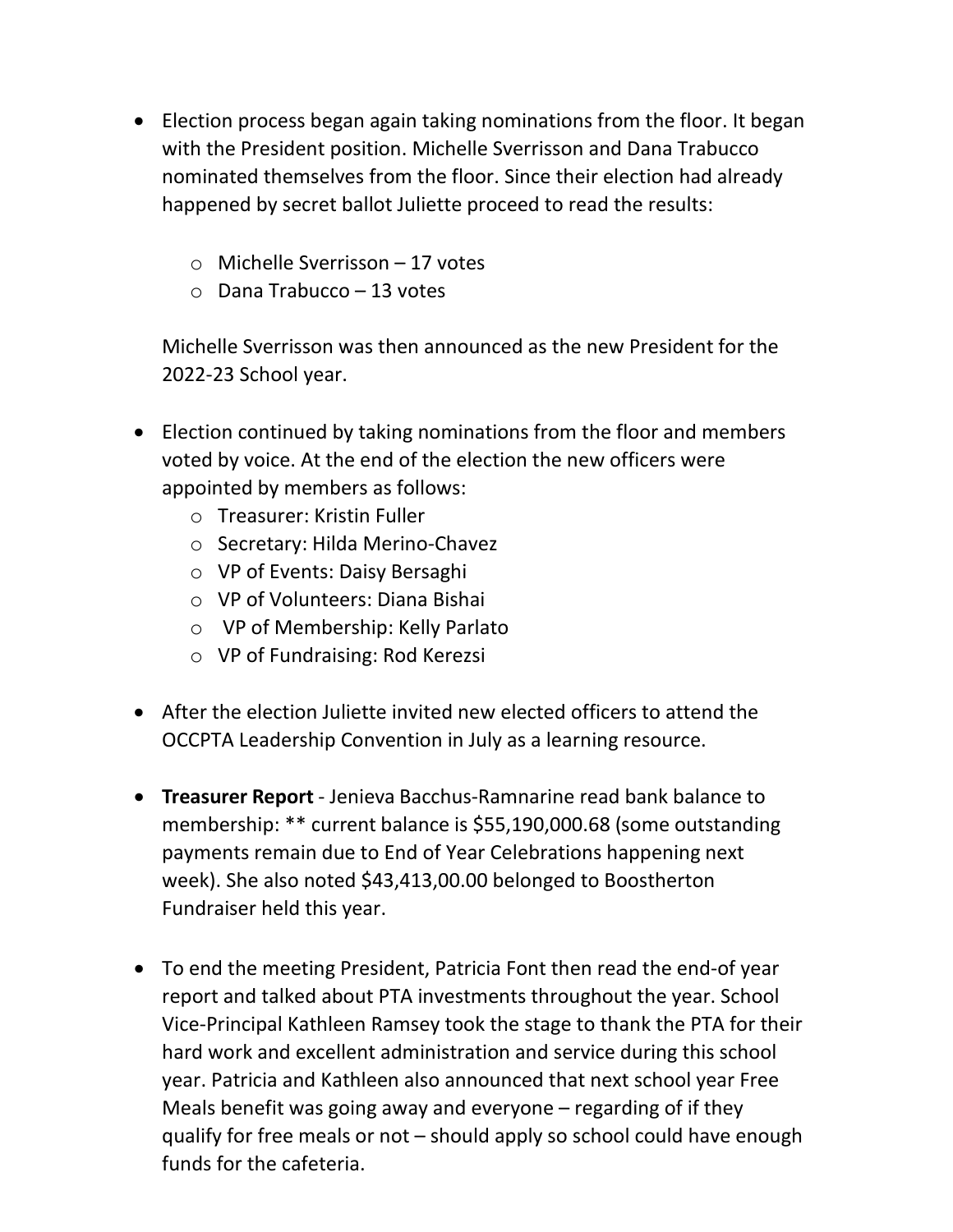- Election process began again taking nominations from the floor. It began with the President position. Michelle Sverrisson and Dana Trabucco nominated themselves from the floor. Since their election had already happened by secret ballot Juliette proceed to read the results:

  - Michelle Sverrisson – 17 votes
  - Dana Trabucco – 13 votes

  Michelle Sverrisson was then announced as the new President for the 2022-23 School year.

- Election continued by taking nominations from the floor and members voted by voice. At the end of the election the new officers were appointed by members as follows:
  - Treasurer: Kristin Fuller
  - Secretary: Hilda Merino-Chavez
  - VP of Events: Daisy Bersaghi
  - VP of Volunteers: Diana Bishai
  - VP of Membership: Kelly Parlato
  - VP of Fundraising: Rod Kerezsi

- After the election Juliette invited new elected officers to attend the OCCPTA Leadership Convention in July as a learning resource.

- **Treasurer Report** - Jenieva Bacchus-Ramnarine read bank balance to membership: ** current balance is $55,190,000.68 (some outstanding payments remain due to End of Year Celebrations happening next week). She also noted $43,413,00.00 belonged to Boostherton Fundraiser held this year.

- To end the meeting President, Patricia Font then read the end-of year report and talked about PTA investments throughout the year. School Vice-Principal Kathleen Ramsey took the stage to thank the PTA for their hard work and excellent administration and service during this school year. Patricia and Kathleen also announced that next school year Free Meals benefit was going away and everyone – regarding of if they qualify for free meals or not – should apply so school could have enough funds for the cafeteria.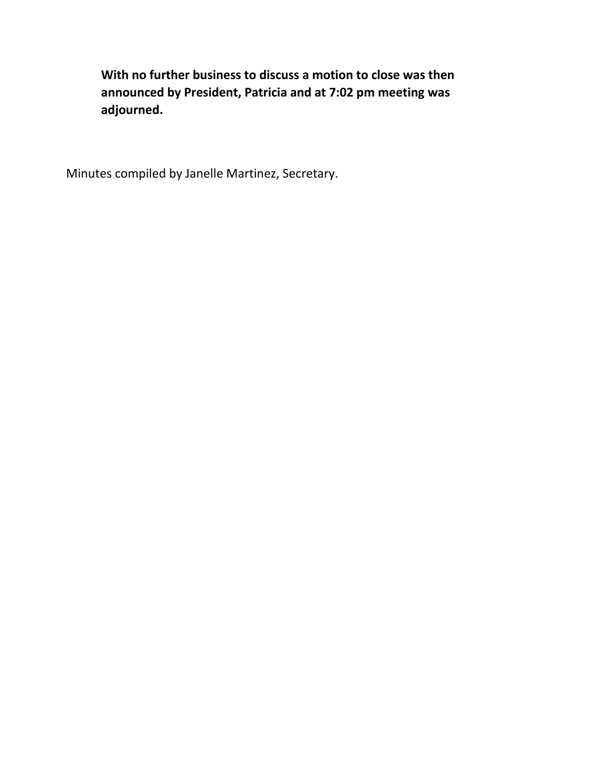**With no further business to discuss a motion to close was then announced by President, Patricia and at 7:02 pm meeting was adjourned.**

Minutes compiled by Janelle Martinez, Secretary.